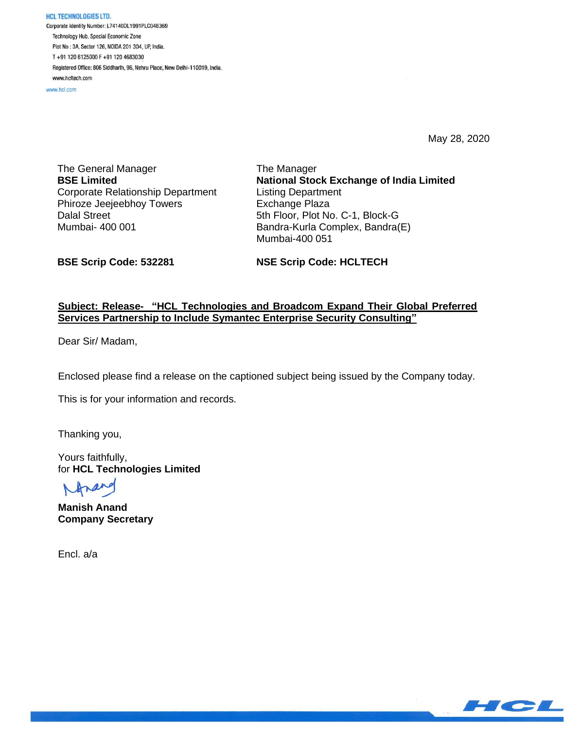**HCL TECHNOLOGIES LTD.**
Corporate Identity Number: L74140DL1991PLC046369
Technology Hub, Special Economic Zone
Plot No : 3A, Sector 126, NOIDA 201 304, UP, India.
T +91 120 6125000 F +91 120 4683030
Registered Office: 806 Siddharth, 96, Nehru Place, New Delhi-110019, India.
www.hcltech.com
www.hcl.com

May 28, 2020

The General Manager
**BSE Limited**
Corporate Relationship Department
Phiroze Jeejeebhoy Towers
Dalal Street
Mumbai- 400 001

**BSE Scrip Code: 532281**

The Manager
**National Stock Exchange of India Limited**
Listing Department
Exchange Plaza
5th Floor, Plot No. C-1, Block-G
Bandra-Kurla Complex, Bandra(E)
Mumbai-400 051

**NSE Scrip Code: HCLTECH**

**Subject: Release- "HCL Technologies and Broadcom Expand Their Global Preferred Services Partnership to Include Symantec Enterprise Security Consulting"**

Dear Sir/ Madam,

Enclosed please find a release on the captioned subject being issued by the Company today.

This is for your information and records.

Thanking you,

Yours faithfully,
for **HCL Technologies Limited**

**Manish Anand**
**Company Secretary**

Encl. a/a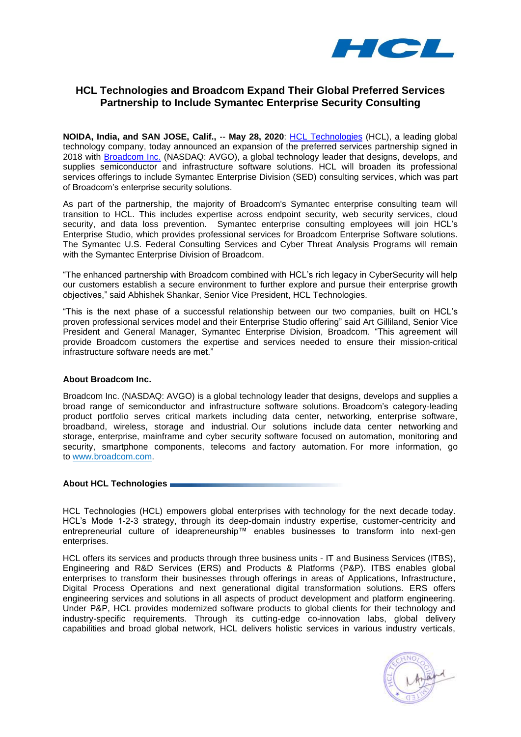# HCL Technologies and Broadcom Expand Their Global Preferred Services Partnership to Include Symantec Enterprise Security Consulting

**NOIDA, India, and SAN JOSE, Calif.,** -- **May 28, 2020**: [HCL Technologies](#) (HCL), a leading global technology company, today announced an expansion of the preferred services partnership signed in 2018 with [Broadcom Inc.](#) (NASDAQ: AVGO), a global technology leader that designs, develops, and supplies semiconductor and infrastructure software solutions. HCL will broaden its professional services offerings to include Symantec Enterprise Division (SED) consulting services, which was part of Broadcom's enterprise security solutions.

As part of the partnership, the majority of Broadcom's Symantec enterprise consulting team will transition to HCL. This includes expertise across endpoint security, web security services, cloud security, and data loss prevention. Symantec enterprise consulting employees will join HCL's Enterprise Studio, which provides professional services for Broadcom Enterprise Software solutions. The Symantec U.S. Federal Consulting Services and Cyber Threat Analysis Programs will remain with the Symantec Enterprise Division of Broadcom.

"The enhanced partnership with Broadcom combined with HCL's rich legacy in CyberSecurity will help our customers establish a secure environment to further explore and pursue their enterprise growth objectives," said Abhishek Shankar, Senior Vice President, HCL Technologies.

"This is the next phase of a successful relationship between our two companies, built on HCL's proven professional services model and their Enterprise Studio offering" said Art Gilliland, Senior Vice President and General Manager, Symantec Enterprise Division, Broadcom. "This agreement will provide Broadcom customers the expertise and services needed to ensure their mission-critical infrastructure software needs are met."

**About Broadcom Inc.**

Broadcom Inc. (NASDAQ: AVGO) is a global technology leader that designs, develops and supplies a broad range of semiconductor and infrastructure software solutions. Broadcom's category-leading product portfolio serves critical markets including data center, networking, enterprise software, broadband, wireless, storage and industrial. Our solutions include data center networking and storage, enterprise, mainframe and cyber security software focused on automation, monitoring and security, smartphone components, telecoms and factory automation. For more information, go to [www.broadcom.com](http://www.broadcom.com).

**About HCL Technologies**

HCL Technologies (HCL) empowers global enterprises with technology for the next decade today. HCL's Mode 1-2-3 strategy, through its deep-domain industry expertise, customer-centricity and entrepreneurial culture of ideapreneurship™ enables businesses to transform into next-gen enterprises.

HCL offers its services and products through three business units - IT and Business Services (ITBS), Engineering and R&D Services (ERS) and Products & Platforms (P&P). ITBS enables global enterprises to transform their businesses through offerings in areas of Applications, Infrastructure, Digital Process Operations and next generational digital transformation solutions. ERS offers engineering services and solutions in all aspects of product development and platform engineering. Under P&P, HCL provides modernized software products to global clients for their technology and industry-specific requirements. Through its cutting-edge co-innovation labs, global delivery capabilities and broad global network, HCL delivers holistic services in various industry verticals,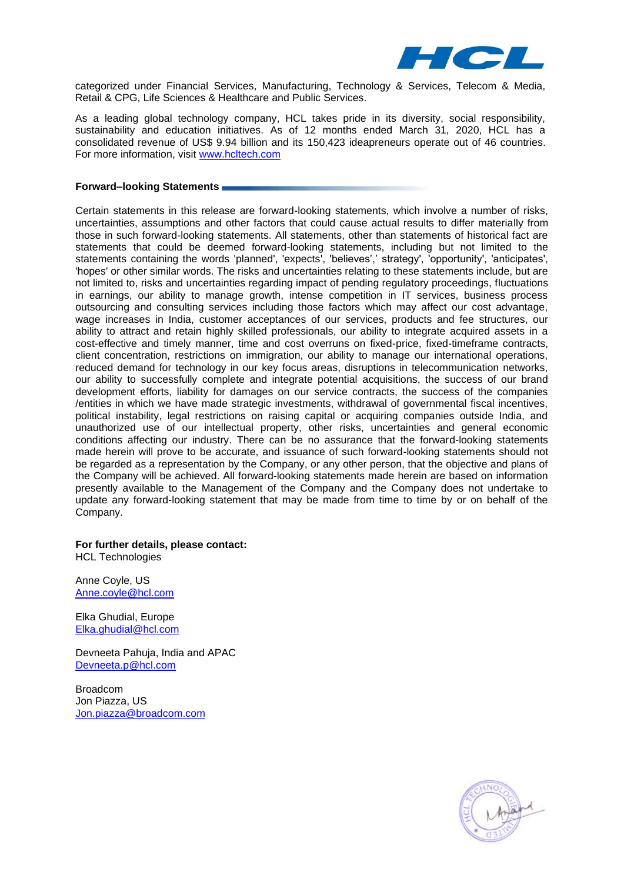categorized under Financial Services, Manufacturing, Technology & Services, Telecom & Media, Retail & CPG, Life Sciences & Healthcare and Public Services.

As a leading global technology company, HCL takes pride in its diversity, social responsibility, sustainability and education initiatives. As of 12 months ended March 31, 2020, HCL has a consolidated revenue of US$ 9.94 billion and its 150,423 ideapreneurs operate out of 46 countries. For more information, visit [www.hcltech.com](http://www.hcltech.com)

**Forward–looking Statements**

Certain statements in this release are forward-looking statements, which involve a number of risks, uncertainties, assumptions and other factors that could cause actual results to differ materially from those in such forward-looking statements. All statements, other than statements of historical fact are statements that could be deemed forward-looking statements, including but not limited to the statements containing the words 'planned', 'expects', 'believes',' strategy', 'opportunity', 'anticipates', 'hopes' or other similar words. The risks and uncertainties relating to these statements include, but are not limited to, risks and uncertainties regarding impact of pending regulatory proceedings, fluctuations in earnings, our ability to manage growth, intense competition in IT services, business process outsourcing and consulting services including those factors which may affect our cost advantage, wage increases in India, customer acceptances of our services, products and fee structures, our ability to attract and retain highly skilled professionals, our ability to integrate acquired assets in a cost-effective and timely manner, time and cost overruns on fixed-price, fixed-timeframe contracts, client concentration, restrictions on immigration, our ability to manage our international operations, reduced demand for technology in our key focus areas, disruptions in telecommunication networks, our ability to successfully complete and integrate potential acquisitions, the success of our brand development efforts, liability for damages on our service contracts, the success of the companies /entities in which we have made strategic investments, withdrawal of governmental fiscal incentives, political instability, legal restrictions on raising capital or acquiring companies outside India, and unauthorized use of our intellectual property, other risks, uncertainties and general economic conditions affecting our industry. There can be no assurance that the forward-looking statements made herein will prove to be accurate, and issuance of such forward-looking statements should not be regarded as a representation by the Company, or any other person, that the objective and plans of the Company will be achieved. All forward-looking statements made herein are based on information presently available to the Management of the Company and the Company does not undertake to update any forward-looking statement that may be made from time to time by or on behalf of the Company.

**For further details, please contact:**
HCL Technologies

Anne Coyle, US
[Anne.coyle@hcl.com](mailto:Anne.coyle@hcl.com)

Elka Ghudial, Europe
[Elka.ghudial@hcl.com](mailto:Elka.ghudial@hcl.com)

Devneeta Pahuja, India and APAC
[Devneeta.p@hcl.com](mailto:Devneeta.p@hcl.com)

Broadcom
Jon Piazza, US
[Jon.piazza@broadcom.com](mailto:Jon.piazza@broadcom.com)